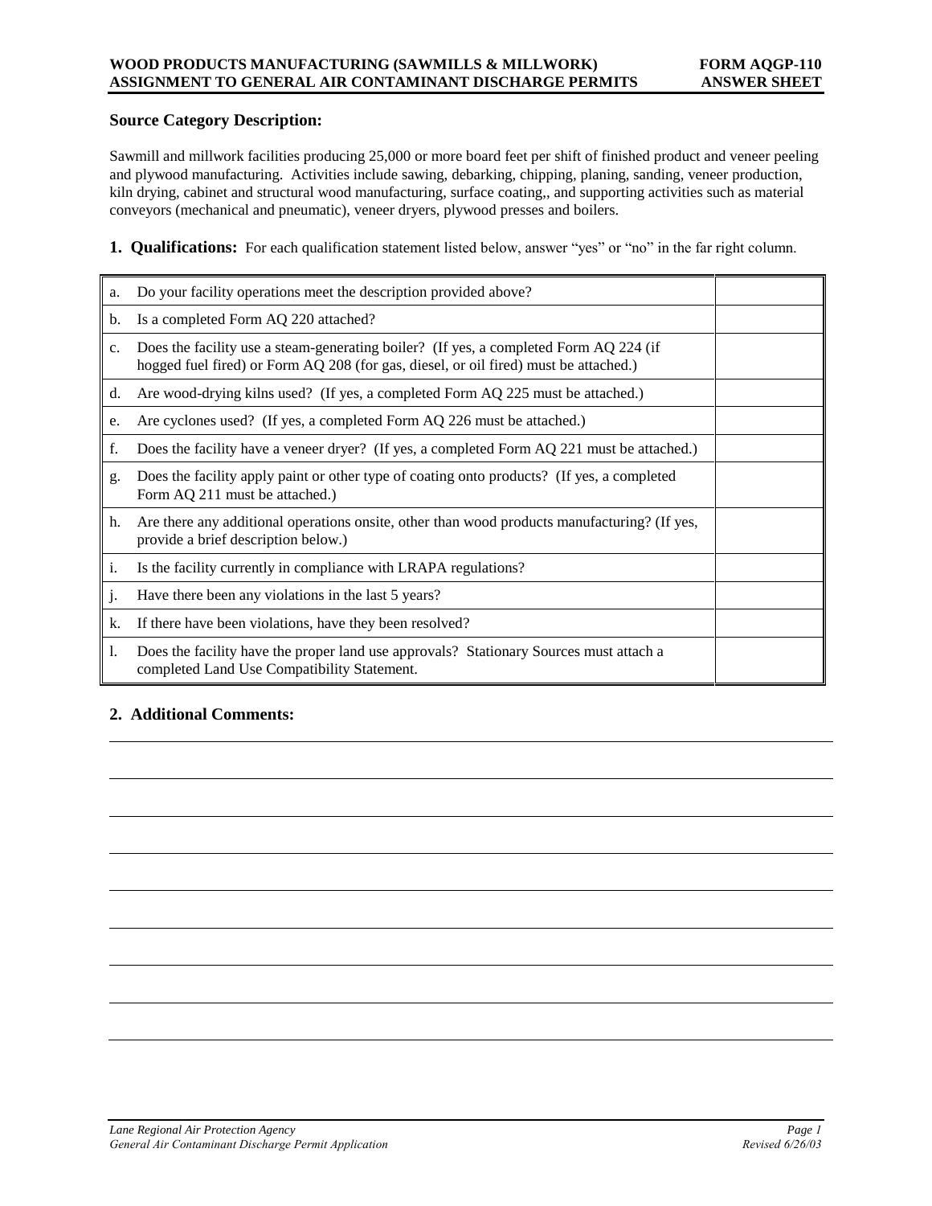# WOOD PRODUCTS MANUFACTURING (SAWMILLS & MILLWORK) ASSIGNMENT TO GENERAL AIR CONTAMINANT DISCHARGE PERMITS

**FORM AQGP-110 ANSWER SHEET**

## Source Category Description:

Sawmill and millwork facilities producing 25,000 or more board feet per shift of finished product and veneer peeling and plywood manufacturing. Activities include sawing, debarking, chipping, planing, sanding, veneer production, kiln drying, cabinet and structural wood manufacturing, surface coating,, and supporting activities such as material conveyors (mechanical and pneumatic), veneer dryers, plywood presses and boilers.

**1. Qualifications:** For each qualification statement listed below, answer "yes" or "no" in the far right column.

| | | |
|---|---|---|
| a. | Do your facility operations meet the description provided above? | |
| b. | Is a completed Form AQ 220 attached? | |
| c. | Does the facility use a steam-generating boiler? (If yes, a completed Form AQ 224 (if hogged fuel fired) or Form AQ 208 (for gas, diesel, or oil fired) must be attached.) | |
| d. | Are wood-drying kilns used? (If yes, a completed Form AQ 225 must be attached.) | |
| e. | Are cyclones used? (If yes, a completed Form AQ 226 must be attached.) | |
| f. | Does the facility have a veneer dryer? (If yes, a completed Form AQ 221 must be attached.) | |
| g. | Does the facility apply paint or other type of coating onto products? (If yes, a completed Form AQ 211 must be attached.) | |
| h. | Are there any additional operations onsite, other than wood products manufacturing? (If yes, provide a brief description below.) | |
| i. | Is the facility currently in compliance with LRAPA regulations? | |
| j. | Have there been any violations in the last 5 years? | |
| k. | If there have been violations, have they been resolved? | |
| l. | Does the facility have the proper land use approvals? Stationary Sources must attach a completed Land Use Compatibility Statement. | |

## 2. Additional Comments: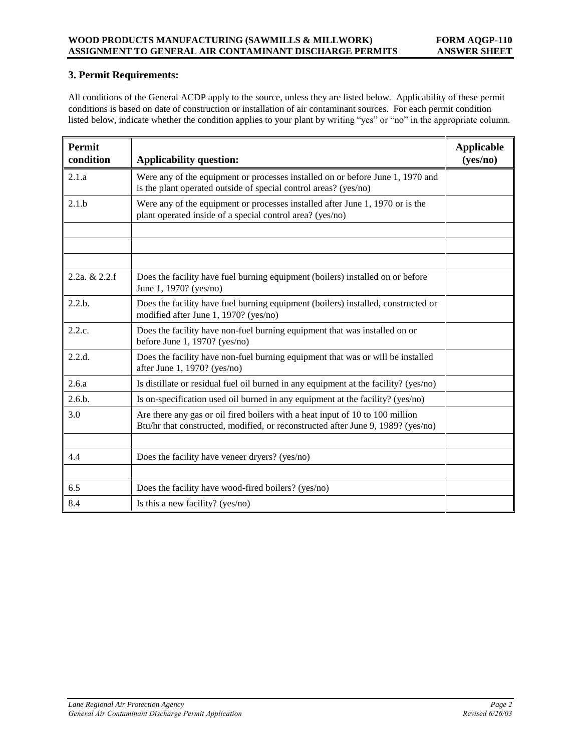### 3. Permit Requirements:

All conditions of the General ACDP apply to the source, unless they are listed below. Applicability of these permit conditions is based on date of construction or installation of air contaminant sources. For each permit condition listed below, indicate whether the condition applies to your plant by writing "yes" or "no" in the appropriate column.

| Permit condition | Applicability question: | Applicable (yes/no) |
|---|---|---|
| 2.1.a | Were any of the equipment or processes installed on or before June 1, 1970 and is the plant operated outside of special control areas? (yes/no) | |
| 2.1.b | Were any of the equipment or processes installed after June 1, 1970 or is the plant operated inside of a special control area? (yes/no) | |
| | | |
| | | |
| | | |
| 2.2a. & 2.2.f | Does the facility have fuel burning equipment (boilers) installed on or before June 1, 1970? (yes/no) | |
| 2.2.b. | Does the facility have fuel burning equipment (boilers) installed, constructed or modified after June 1, 1970? (yes/no) | |
| 2.2.c. | Does the facility have non-fuel burning equipment that was installed on or before June 1, 1970? (yes/no) | |
| 2.2.d. | Does the facility have non-fuel burning equipment that was or will be installed after June 1, 1970? (yes/no) | |
| 2.6.a | Is distillate or residual fuel oil burned in any equipment at the facility? (yes/no) | |
| 2.6.b. | Is on-specification used oil burned in any equipment at the facility? (yes/no) | |
| 3.0 | Are there any gas or oil fired boilers with a heat input of 10 to 100 million Btu/hr that constructed, modified, or reconstructed after June 9, 1989? (yes/no) | |
| | | |
| 4.4 | Does the facility have veneer dryers? (yes/no) | |
| | | |
| 6.5 | Does the facility have wood-fired boilers? (yes/no) | |
| 8.4 | Is this a new facility? (yes/no) | |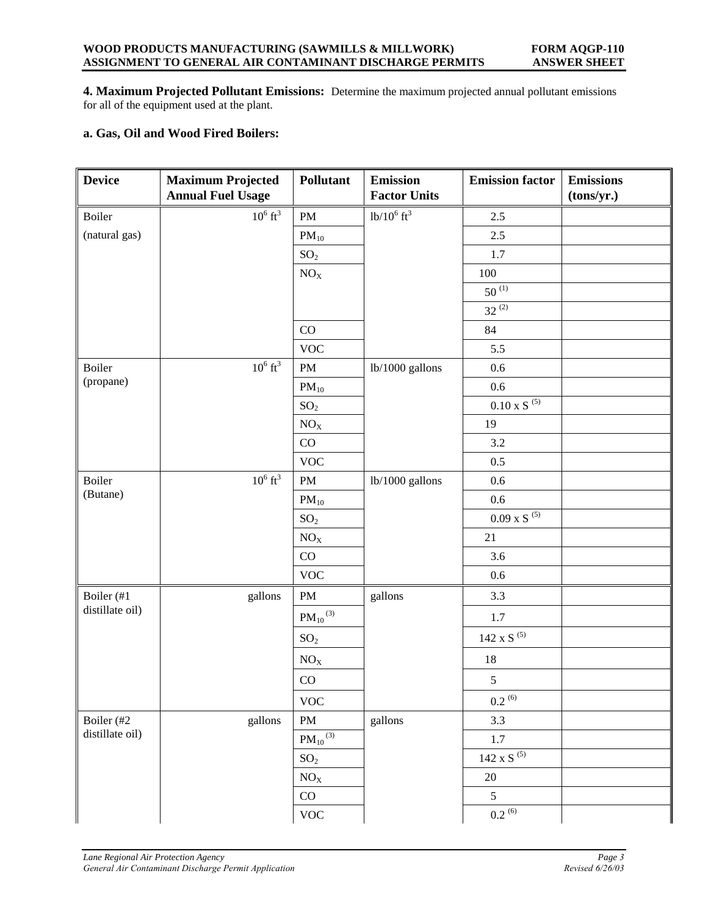**4. Maximum Projected Pollutant Emissions:** Determine the maximum projected annual pollutant emissions for all of the equipment used at the plant.

**a. Gas, Oil and Wood Fired Boilers:**

| Device | Maximum Projected Annual Fuel Usage | Pollutant | Emission Factor Units | Emission factor | Emissions (tons/yr.) |
|---|---|---|---|---|---|
| Boiler (natural gas) | $10^6$ $ft^3$ | PM | $lb/10^6$ $ft^3$ | 2.5 | |
| | | $PM_{10}$ | | 2.5 | |
| | | $SO_2$ | | 1.7 | |
| | | $NO_X$ | | 100 | |
| | | | | 50 (1) | |
| | | | | 32 (2) | |
| | | CO | | 84 | |
| | | VOC | | 5.5 | |
| Boiler (propane) | $10^6$ $ft^3$ | PM | lb/1000 gallons | 0.6 | |
| | | $PM_{10}$ | | 0.6 | |
| | | $SO_2$ | | 0.10 x S (5) | |
| | | $NO_X$ | | 19 | |
| | | CO | | 3.2 | |
| | | VOC | | 0.5 | |
| Boiler (Butane) | $10^6$ $ft^3$ | PM | lb/1000 gallons | 0.6 | |
| | | $PM_{10}$ | | 0.6 | |
| | | $SO_2$ | | 0.09 x S (5) | |
| | | $NO_X$ | | 21 | |
| | | CO | | 3.6 | |
| | | VOC | | 0.6 | |
| Boiler (#1 distillate oil) | gallons | PM | gallons | 3.3 | |
| | | $PM_{10}$ (3) | | 1.7 | |
| | | $SO_2$ | | 142 x S (5) | |
| | | $NO_X$ | | 18 | |
| | | CO | | 5 | |
| | | VOC | | 0.2 (6) | |
| Boiler (#2 distillate oil) | gallons | PM | gallons | 3.3 | |
| | | $PM_{10}$ (3) | | 1.7 | |
| | | $SO_2$ | | 142 x S (5) | |
| | | $NO_X$ | | 20 | |
| | | CO | | 5 | |
| | | VOC | | 0.2 (6) | |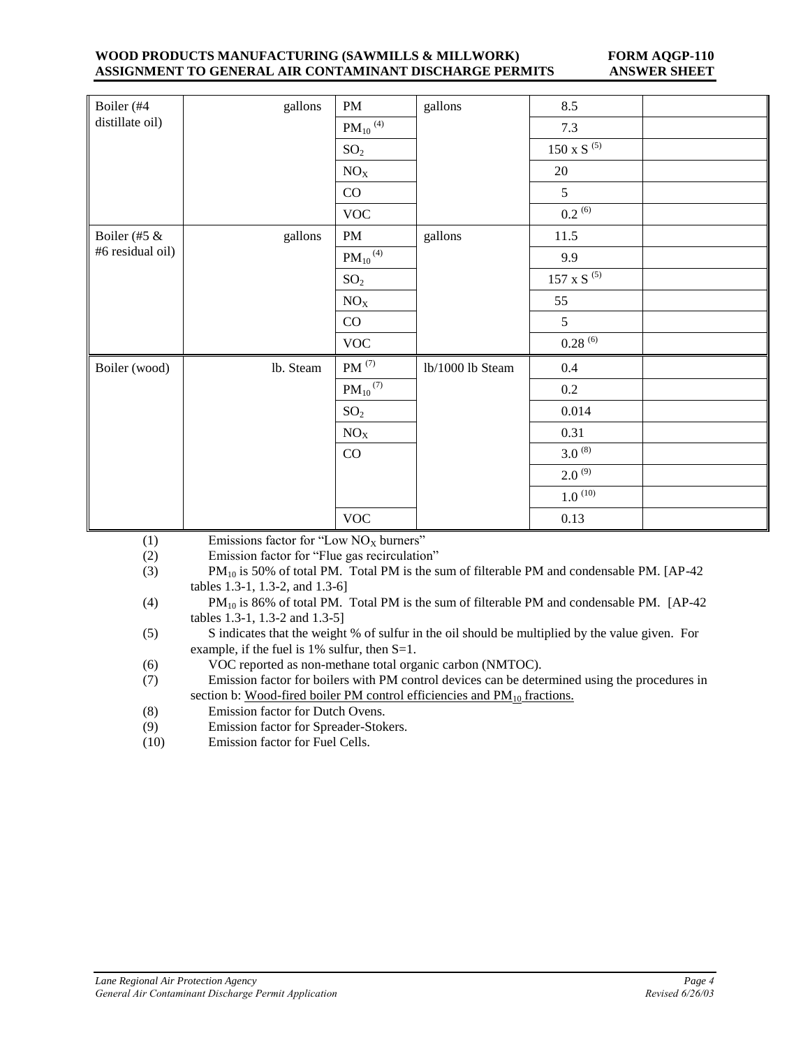| Boiler (#4 distillate oil) | gallons | PM | gallons | 8.5 | |
|---|---|---|---|---|---|
| | | $PM_{10}$ (4) | | 7.3 | |
| | | $SO_2$ | | 150 x S (5) | |
| | | $NO_X$ | | 20 | |
| | | CO | | 5 | |
| | | VOC | | 0.2 (6) | |
| Boiler (#5 & #6 residual oil) | gallons | PM | gallons | 11.5 | |
| | | $PM_{10}$ (4) | | 9.9 | |
| | | $SO_2$ | | 157 x S (5) | |
| | | $NO_X$ | | 55 | |
| | | CO | | 5 | |
| | | VOC | | 0.28 (6) | |
| Boiler (wood) | lb. Steam | PM (7) | lb/1000 lb Steam | 0.4 | |
| | | $PM_{10}$ (7) | | 0.2 | |
| | | $SO_2$ | | 0.014 | |
| | | $NO_X$ | | 0.31 | |
| | | CO | | 3.0 (8) | |
| | | | | 2.0 (9) | |
| | | | | 1.0 (10) | |
| | | VOC | | 0.13 | |

(1) Emissions factor for "Low $NO_X$ burners"

(2) Emission factor for "Flue gas recirculation"

(3) $PM_{10}$ is 50% of total PM. Total PM is the sum of filterable PM and condensable PM. [AP-42 tables 1.3-1, 1.3-2, and 1.3-6]

(4) $PM_{10}$ is 86% of total PM. Total PM is the sum of filterable PM and condensable PM. [AP-42 tables 1.3-1, 1.3-2 and 1.3-5]

(5) S indicates that the weight % of sulfur in the oil should be multiplied by the value given. For example, if the fuel is 1% sulfur, then S=1.

(6) VOC reported as non-methane total organic carbon (NMTOC).

(7) Emission factor for boilers with PM control devices can be determined using the procedures in section b: Wood-fired boiler PM control efficiencies and $PM_{10}$ fractions.

(8) Emission factor for Dutch Ovens.

(9) Emission factor for Spreader-Stokers.

(10) Emission factor for Fuel Cells.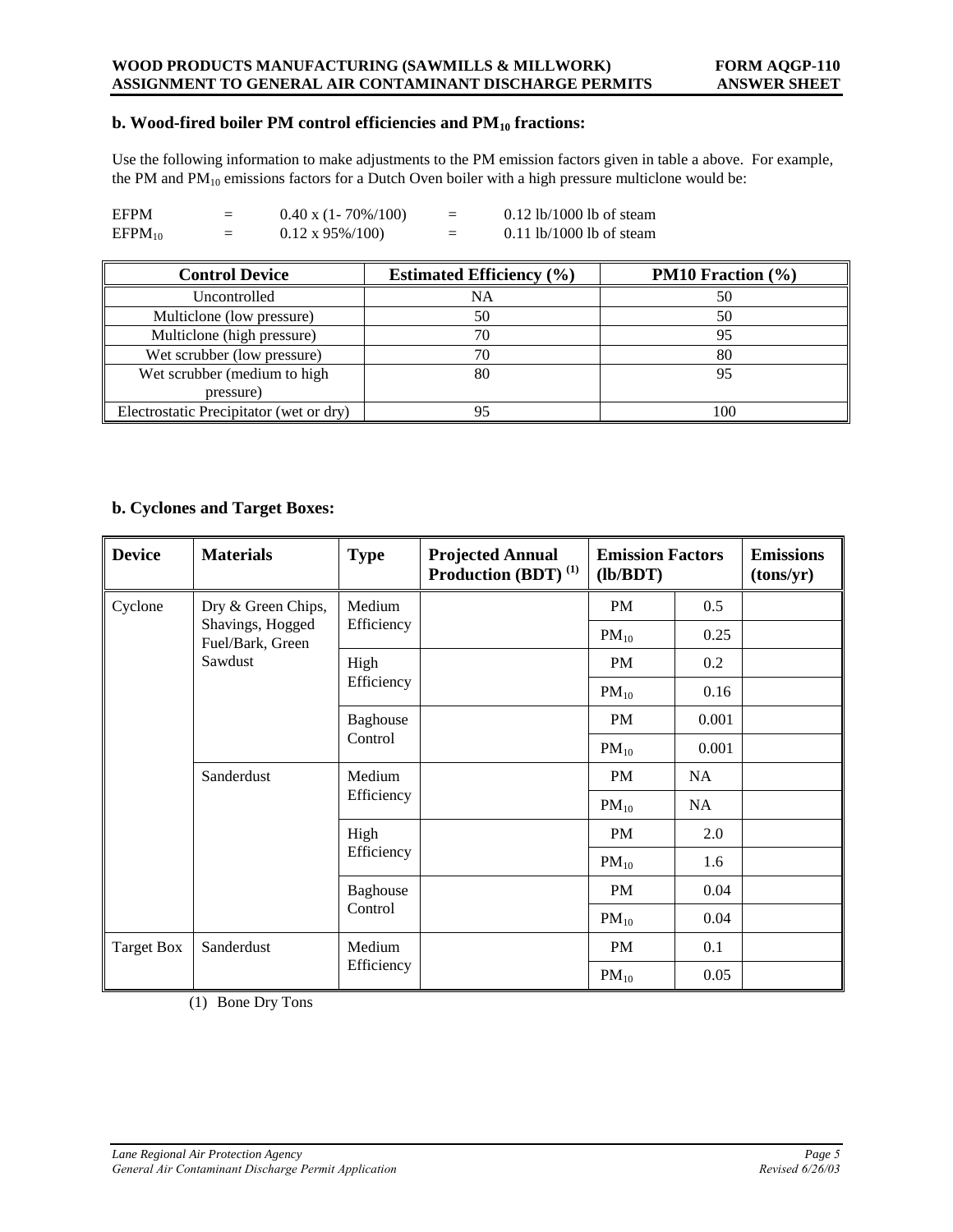## b. Wood-fired boiler PM control efficiencies and $PM_{10}$ fractions:

Use the following information to make adjustments to the PM emission factors given in table a above. For example, the PM and $PM_{10}$ emissions factors for a Dutch Oven boiler with a high pressure multiclone would be:

| | | | | |
|---|---|---|---|---|
| EFPM | = | 0.40 x (1- 70%/100) | = | 0.12 lb/1000 lb of steam |
| $EFPM_{10}$ | = | 0.12 x 95%/100) | = | 0.11 lb/1000 lb of steam |

| Control Device | Estimated Efficiency (%) | PM10 Fraction (%) |
|---|---|---|
| Uncontrolled | NA | 50 |
| Multiclone (low pressure) | 50 | 50 |
| Multiclone (high pressure) | 70 | 95 |
| Wet scrubber (low pressure) | 70 | 80 |
| Wet scrubber (medium to high pressure) | 80 | 95 |
| Electrostatic Precipitator (wet or dry) | 95 | 100 |

## b. Cyclones and Target Boxes:

| Device | Materials | Type | Projected Annual Production (BDT) [1] | Emission Factors (lb/BDT) | | Emissions (tons/yr) |
|---|---|---|---|---|---|---|
| Cyclone | Dry & Green Chips, Shavings, Hogged Fuel/Bark, Green Sawdust | Medium Efficiency | | PM | 0.5 | |
| | | | | $PM_{10}$ | 0.25 | |
| | | High Efficiency | | PM | 0.2 | |
| | | | | $PM_{10}$ | 0.16 | |
| | | Baghouse Control | | PM | 0.001 | |
| | | | | $PM_{10}$ | 0.001 | |
| | Sanderdust | Medium Efficiency | | PM | NA | |
| | | | | $PM_{10}$ | NA | |
| | | High Efficiency | | PM | 2.0 | |
| | | | | $PM_{10}$ | 1.6 | |
| | | Baghouse Control | | PM | 0.04 | |
| | | | | $PM_{10}$ | 0.04 | |
| Target Box | Sanderdust | Medium Efficiency | | PM | 0.1 | |
| | | | | $PM_{10}$ | 0.05 | |

(1) Bone Dry Tons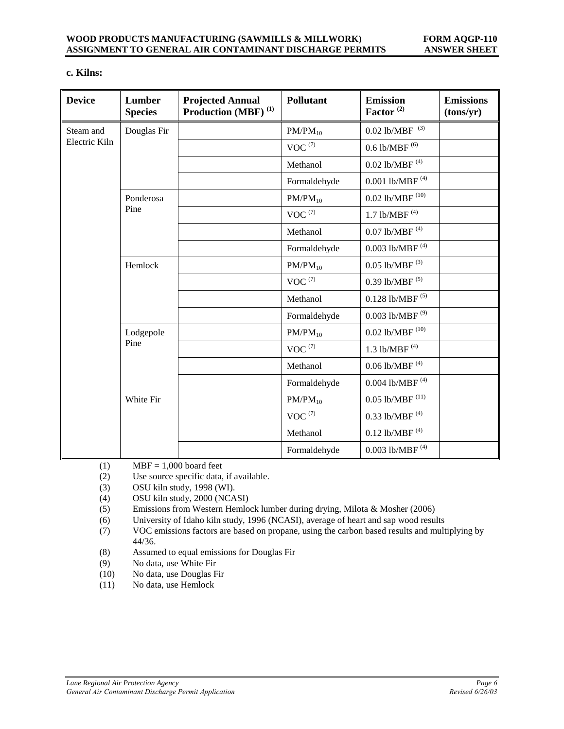### c. Kilns:

| Device | Lumber Species | Projected Annual Production (MBF) [1] | Pollutant | Emission Factor [2] | Emissions (tons/yr) |
|---|---|---|---|---|---|
| Steam and Electric Kiln | Douglas Fir | | $PM/PM_{10}$ | 0.02 lb/MBF [3] | |
| | | | VOC [7] | 0.6 lb/MBF [6] | |
| | | | Methanol | 0.02 lb/MBF [4] | |
| | | | Formaldehyde | 0.001 lb/MBF [4] | |
| | Ponderosa Pine | | $PM/PM_{10}$ | 0.02 lb/MBF [10] | |
| | | | VOC [7] | 1.7 lb/MBF [4] | |
| | | | Methanol | 0.07 lb/MBF [4] | |
| | | | Formaldehyde | 0.003 lb/MBF [4] | |
| | Hemlock | | $PM/PM_{10}$ | 0.05 lb/MBF [3] | |
| | | | VOC [7] | 0.39 lb/MBF [5] | |
| | | | Methanol | 0.128 lb/MBF [5] | |
| | | | Formaldehyde | 0.003 lb/MBF [9] | |
| | Lodgepole Pine | | $PM/PM_{10}$ | 0.02 lb/MBF [10] | |
| | | | VOC [7] | 1.3 lb/MBF [4] | |
| | | | Methanol | 0.06 lb/MBF [4] | |
| | | | Formaldehyde | 0.004 lb/MBF [4] | |
| | White Fir | | $PM/PM_{10}$ | 0.05 lb/MBF [11] | |
| | | | VOC [7] | 0.33 lb/MBF [4] | |
| | | | Methanol | 0.12 lb/MBF [4] | |
| | | | Formaldehyde | 0.003 lb/MBF [4] | |

(1) MBF = 1,000 board feet
(2) Use source specific data, if available.
(3) OSU kiln study, 1998 (WI).
(4) OSU kiln study, 2000 (NCASI)
(5) Emissions from Western Hemlock lumber during drying, Milota & Mosher (2006)
(6) University of Idaho kiln study, 1996 (NCASI), average of heart and sap wood results
(7) VOC emissions factors are based on propane, using the carbon based results and multiplying by 44/36.
(8) Assumed to equal emissions for Douglas Fir
(9) No data, use White Fir
(10) No data, use Douglas Fir
(11) No data, use Hemlock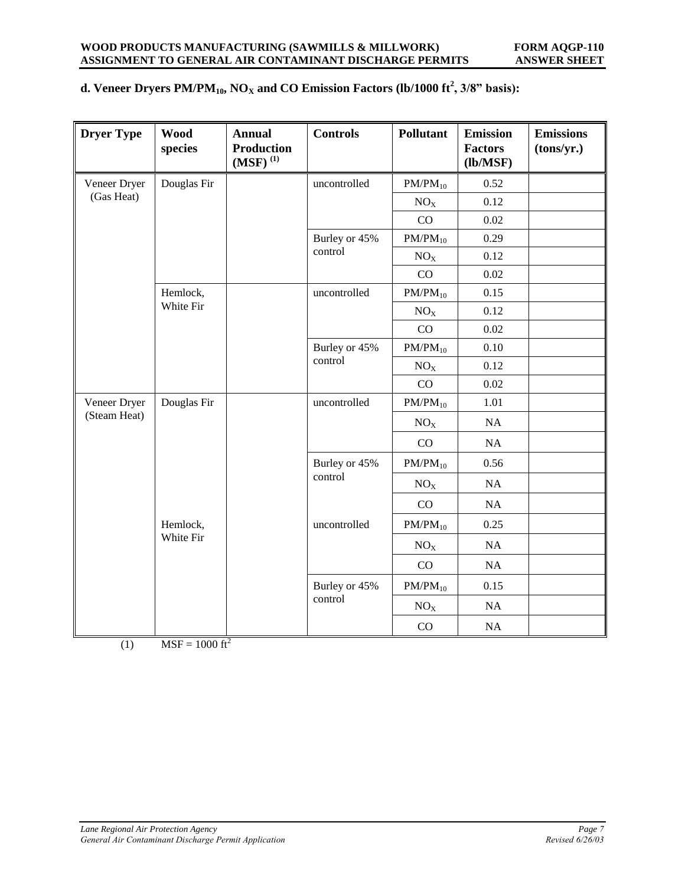## d. Veneer Dryers $PM/PM_{10}$, $NO_X$ and CO Emission Factors (lb/1000 $ft^2$, 3/8" basis):

| Dryer Type | Wood species | Annual Production (MSF) [(1)] | Controls | Pollutant | Emission Factors (lb/MSF) | Emissions (tons/yr.) |
|---|---|---|---|---|---|---|
| Veneer Dryer (Gas Heat) | Douglas Fir | | uncontrolled | $PM/PM_{10}$ | 0.52 | |
| | | | | $NO_X$ | 0.12 | |
| | | | | CO | 0.02 | |
| | | | Burley or 45% control | $PM/PM_{10}$ | 0.29 | |
| | | | | $NO_X$ | 0.12 | |
| | | | | CO | 0.02 | |
| | Hemlock, White Fir | | uncontrolled | $PM/PM_{10}$ | 0.15 | |
| | | | | $NO_X$ | 0.12 | |
| | | | | CO | 0.02 | |
| | | | Burley or 45% control | $PM/PM_{10}$ | 0.10 | |
| | | | | $NO_X$ | 0.12 | |
| | | | | CO | 0.02 | |
| Veneer Dryer (Steam Heat) | Douglas Fir | | uncontrolled | $PM/PM_{10}$ | 1.01 | |
| | | | | $NO_X$ | NA | |
| | | | | CO | NA | |
| | | | Burley or 45% control | $PM/PM_{10}$ | 0.56 | |
| | | | | $NO_X$ | NA | |
| | | | | CO | NA | |
| | Hemlock, White Fir | | uncontrolled | $PM/PM_{10}$ | 0.25 | |
| | | | | $NO_X$ | NA | |
| | | | | CO | NA | |
| | | | Burley or 45% control | $PM/PM_{10}$ | 0.15 | |
| | | | | $NO_X$ | NA | |
| | | | | CO | NA | |

(1) MSF = 1000 $ft^2$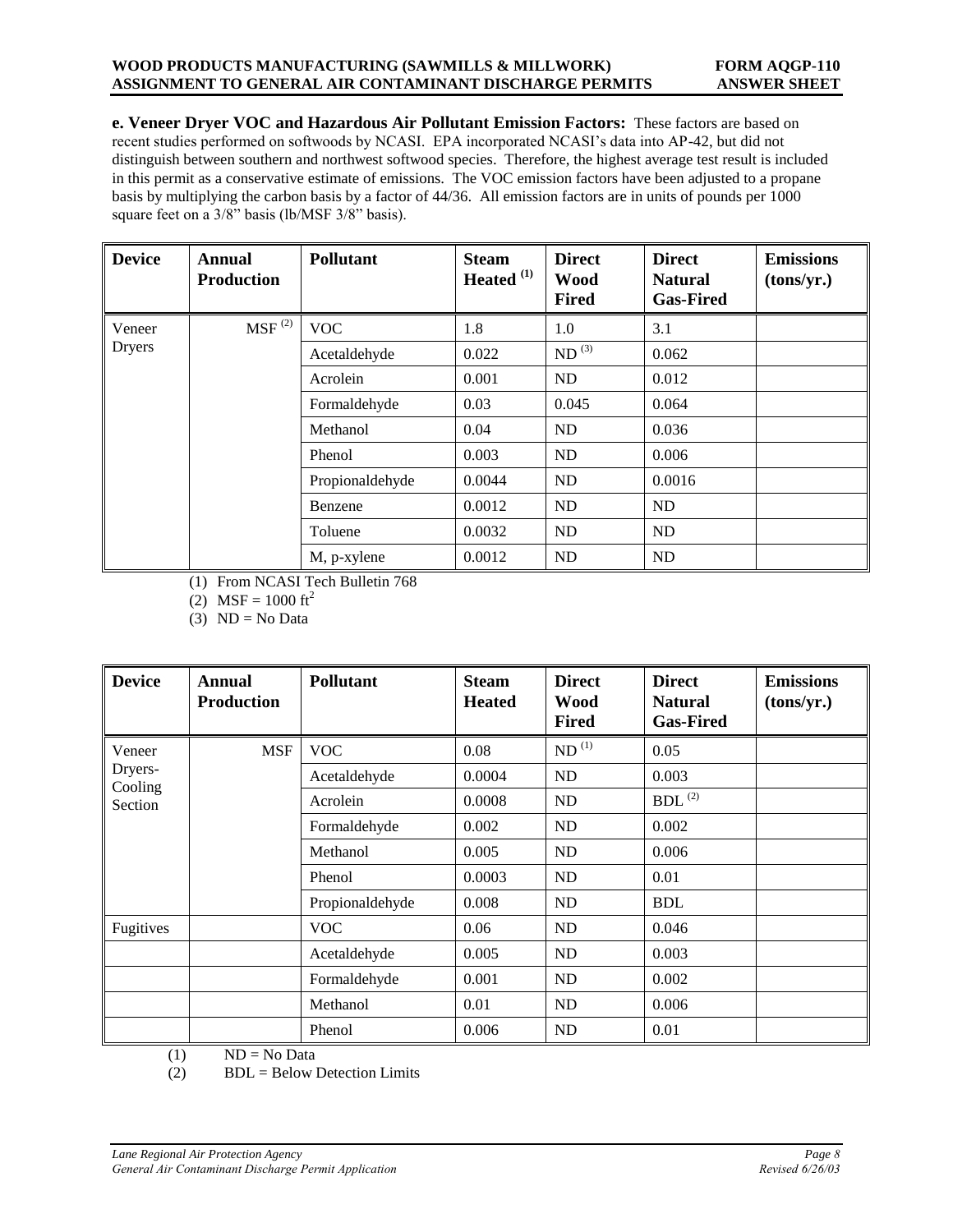**e. Veneer Dryer VOC and Hazardous Air Pollutant Emission Factors:** These factors are based on recent studies performed on softwoods by NCASI. EPA incorporated NCASI's data into AP-42, but did not distinguish between southern and northwest softwood species. Therefore, the highest average test result is included in this permit as a conservative estimate of emissions. The VOC emission factors have been adjusted to a propane basis by multiplying the carbon basis by a factor of 44/36. All emission factors are in units of pounds per 1000 square feet on a 3/8" basis (lb/MSF 3/8" basis).

| Device | Annual Production | Pollutant | Steam Heated [(1)] | Direct Wood Fired | Direct Natural Gas-Fired | Emissions (tons/yr.) |
|---|---|---|---|---|---|---|
| Veneer Dryers | MSF [(2)] | VOC | 1.8 | 1.0 | 3.1 | |
| | | Acetaldehyde | 0.022 | ND [(3)] | 0.062 | |
| | | Acrolein | 0.001 | ND | 0.012 | |
| | | Formaldehyde | 0.03 | 0.045 | 0.064 | |
| | | Methanol | 0.04 | ND | 0.036 | |
| | | Phenol | 0.003 | ND | 0.006 | |
| | | Propionaldehyde | 0.0044 | ND | 0.0016 | |
| | | Benzene | 0.0012 | ND | ND | |
| | | Toluene | 0.0032 | ND | ND | |
| | | M, p-xylene | 0.0012 | ND | ND | |

(1) From NCASI Tech Bulletin 768
(2) MSF = 1000 $ft^2$
(3) ND = No Data

| Device | Annual Production | Pollutant | Steam Heated | Direct Wood Fired | Direct Natural Gas-Fired | Emissions (tons/yr.) |
|---|---|---|---|---|---|---|
| Veneer Dryers-Cooling Section | MSF | VOC | 0.08 | ND [(1)] | 0.05 | |
| | | Acetaldehyde | 0.0004 | ND | 0.003 | |
| | | Acrolein | 0.0008 | ND | BDL [(2)] | |
| | | Formaldehyde | 0.002 | ND | 0.002 | |
| | | Methanol | 0.005 | ND | 0.006 | |
| | | Phenol | 0.0003 | ND | 0.01 | |
| | | Propionaldehyde | 0.008 | ND | BDL | |
| Fugitives | | VOC | 0.06 | ND | 0.046 | |
| | | Acetaldehyde | 0.005 | ND | 0.003 | |
| | | Formaldehyde | 0.001 | ND | 0.002 | |
| | | Methanol | 0.01 | ND | 0.006 | |
| | | Phenol | 0.006 | ND | 0.01 | |

(1) ND = No Data
(2) BDL = Below Detection Limits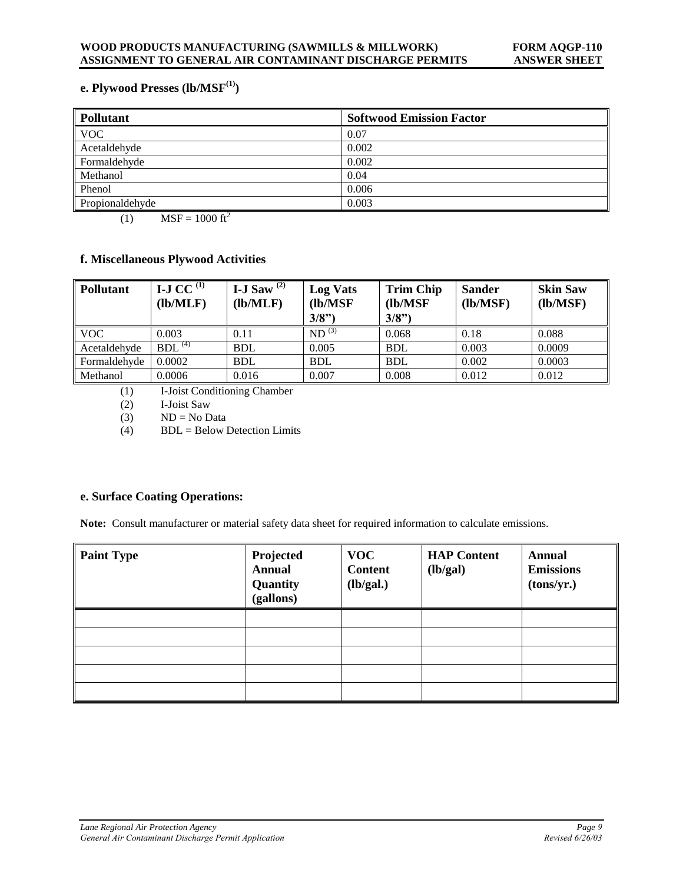### e. Plywood Presses (lb/MSF[1])

| Pollutant | Softwood Emission Factor |
|---|---|
| VOC | 0.07 |
| Acetaldehyde | 0.002 |
| Formaldehyde | 0.002 |
| Methanol | 0.04 |
| Phenol | 0.006 |
| Propionaldehyde | 0.003 |

(1) MSF = 1000 $ft^2$

### f. Miscellaneous Plywood Activities

| Pollutant | I-J CC [(1)] (lb/MLF) | I-J Saw [(2)] (lb/MLF) | Log Vats (lb/MSF 3/8") | Trim Chip (lb/MSF 3/8") | Sander (lb/MSF) | Skin Saw (lb/MSF) |
|---|---|---|---|---|---|---|
| VOC | 0.003 | 0.11 | ND [(3)] | 0.068 | 0.18 | 0.088 |
| Acetaldehyde | BDL [(4)] | BDL | 0.005 | BDL | 0.003 | 0.0009 |
| Formaldehyde | 0.0002 | BDL | BDL | BDL | 0.002 | 0.0003 |
| Methanol | 0.0006 | 0.016 | 0.007 | 0.008 | 0.012 | 0.012 |

(1) I-Joist Conditioning Chamber
(2) I-Joist Saw
(3) ND = No Data
(4) BDL = Below Detection Limits

### e. Surface Coating Operations:

**Note:** Consult manufacturer or material safety data sheet for required information to calculate emissions.

| Paint Type | Projected Annual Quantity (gallons) | VOC Content (lb/gal.) | HAP Content (lb/gal) | Annual Emissions (tons/yr.) |
|---|---|---|---|---|
| | | | | |
| | | | | |
| | | | | |
| | | | | |
| | | | | |